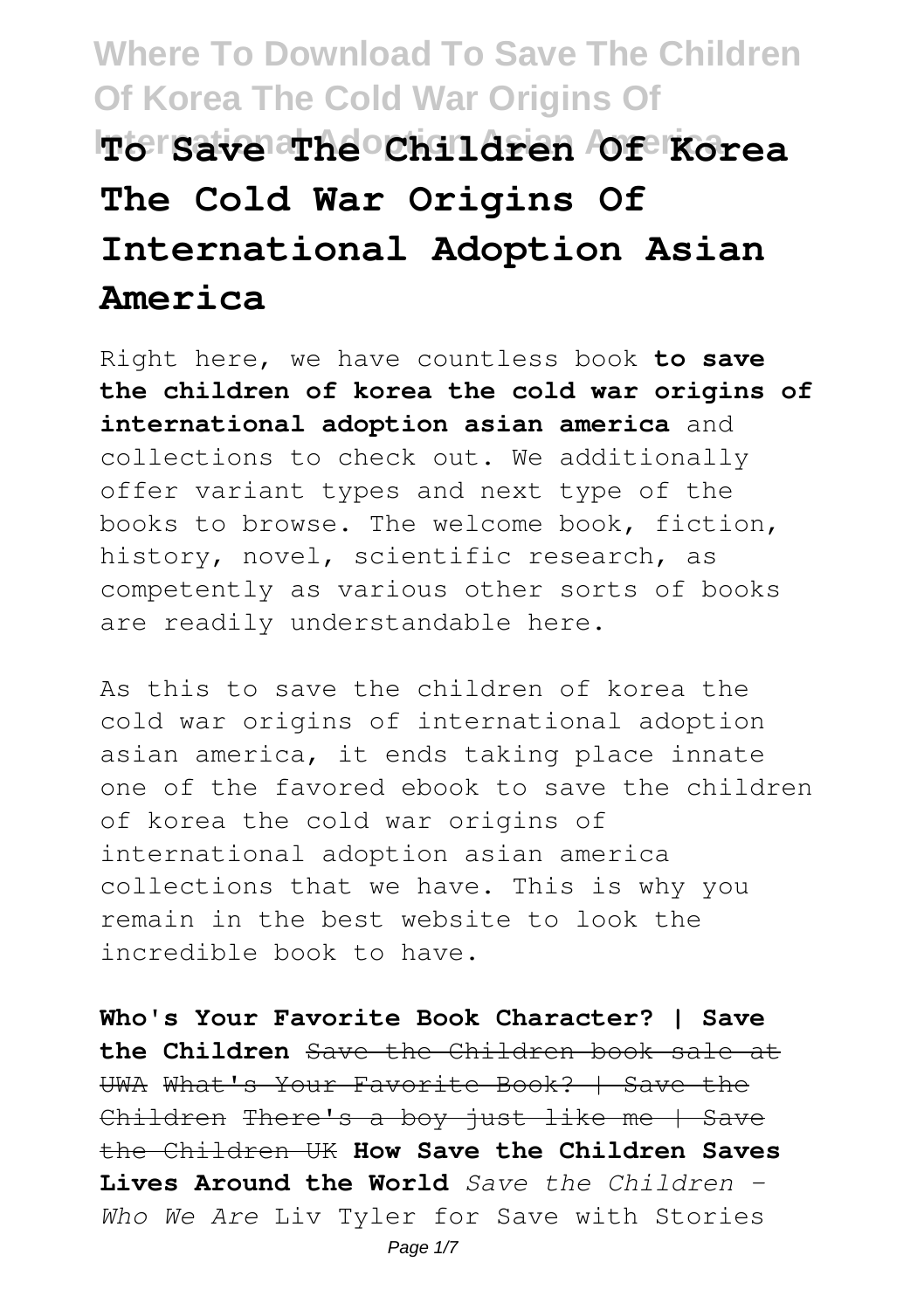# To Save The Children Of Korea The Cold War Origins Of International Adoption Asian America

Right here, we have countless book **to save the children of korea the cold war origins of international adoption asian america** and collections to check out. We additionally offer variant types and next type of the books to browse. The welcome book, fiction, history, novel, scientific research, as competently as various other sorts of books are readily understandable here.

As this to save the children of korea the cold war origins of international adoption asian america, it ends taking place innate one of the favored ebook to save the children of korea the cold war origins of international adoption asian america collections that we have. This is why you remain in the best website to look the incredible book to have.

**Who's Your Favorite Book Character? | Save the Children** ~~Save the Children book sale at UWA~~ ~~What's Your Favorite Book? | Save the Children~~ ~~There's a boy just like me | Save the Children UK~~ **How Save the Children Saves Lives Around the World** *Save the Children - Who We Are* Liv Tyler for Save with Stories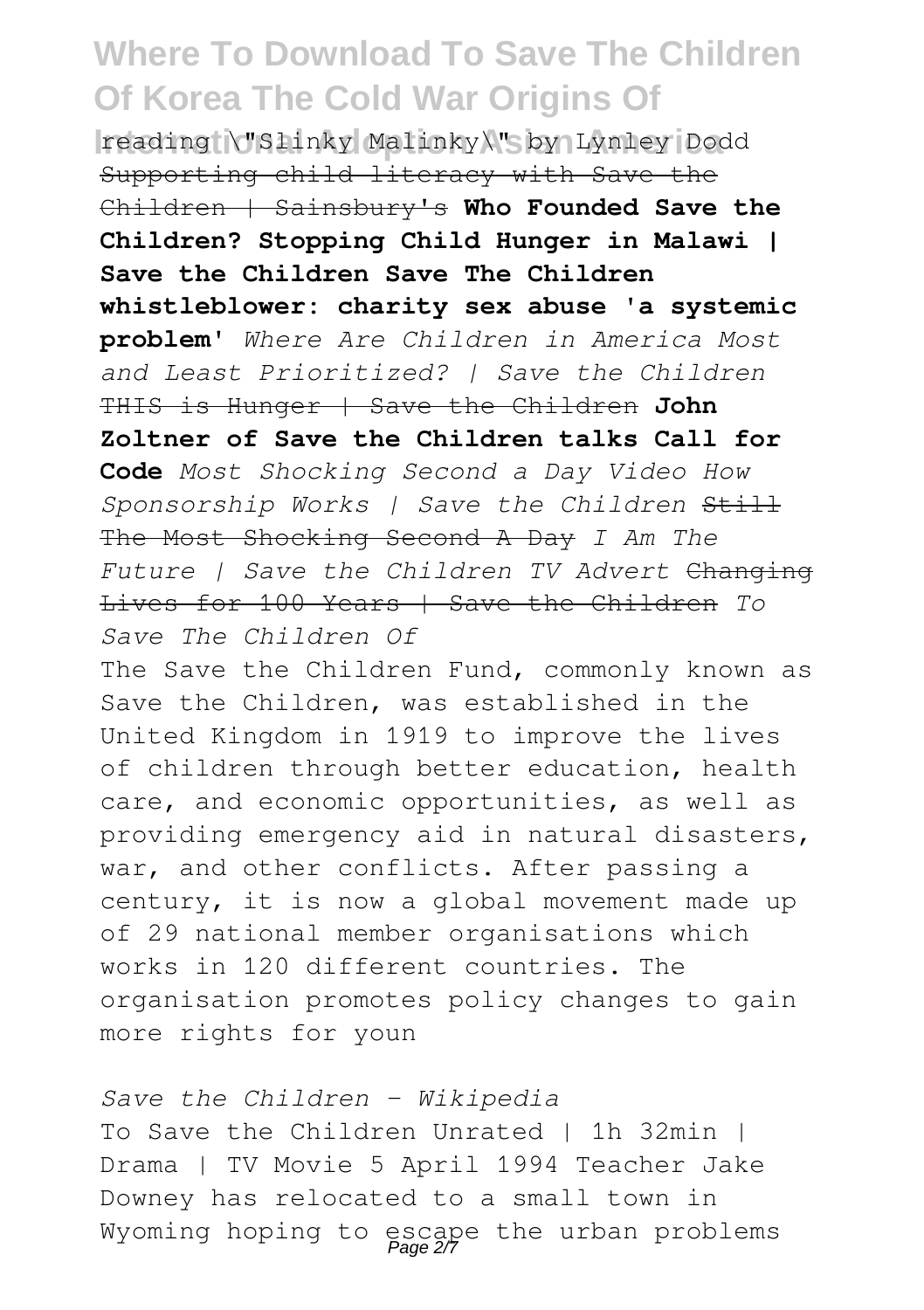reading \"Slinky Malinky\" by Lynley Dodd ~~Supporting child literacy with Save the Children | Sainsbury's~~ **Who Founded Save the Children? Stopping Child Hunger in Malawi | Save the Children Save The Children whistleblower: charity sex abuse 'a systemic problem'** *Where Are Children in America Most and Least Prioritized? | Save the Children* ~~THIS is Hunger | Save the Children~~ **John Zoltner of Save the Children talks Call for Code** *Most Shocking Second a Day Video How Sponsorship Works | Save the Children* ~~Still The Most Shocking Second A Day~~ *I Am The Future | Save the Children TV Advert* ~~Changing Lives for 100 Years | Save the Children~~ *To Save The Children Of*

The Save the Children Fund, commonly known as Save the Children, was established in the United Kingdom in 1919 to improve the lives of children through better education, health care, and economic opportunities, as well as providing emergency aid in natural disasters, war, and other conflicts. After passing a century, it is now a global movement made up of 29 national member organisations which works in 120 different countries. The organisation promotes policy changes to gain more rights for youn

*Save the Children - Wikipedia*

To Save the Children Unrated | 1h 32min | Drama | TV Movie 5 April 1994 Teacher Jake Downey has relocated to a small town in Wyoming hoping to escape the urban problems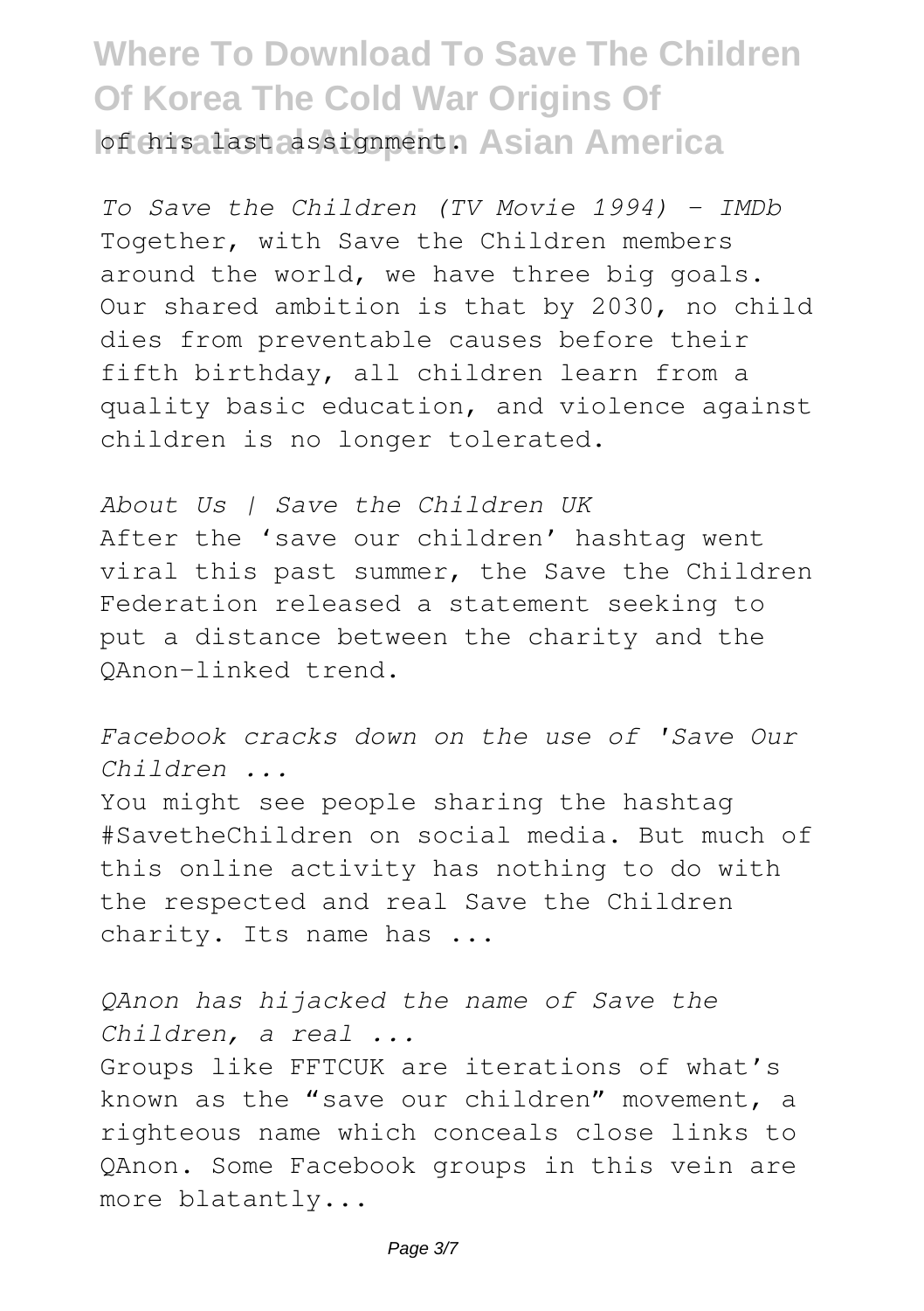of his last assignment.

*To Save the Children (TV Movie 1994) - IMDb*
Together, with Save the Children members around the world, we have three big goals. Our shared ambition is that by 2030, no child dies from preventable causes before their fifth birthday, all children learn from a quality basic education, and violence against children is no longer tolerated.

*About Us | Save the Children UK*
After the 'save our children' hashtag went viral this past summer, the Save the Children Federation released a statement seeking to put a distance between the charity and the QAnon-linked trend.

*Facebook cracks down on the use of 'Save Our Children ...*
You might see people sharing the hashtag #SavetheChildren on social media. But much of this online activity has nothing to do with the respected and real Save the Children charity. Its name has ...

*QAnon has hijacked the name of Save the Children, a real ...*
Groups like FFTCUK are iterations of what's known as the "save our children" movement, a righteous name which conceals close links to QAnon. Some Facebook groups in this vein are more blatantly...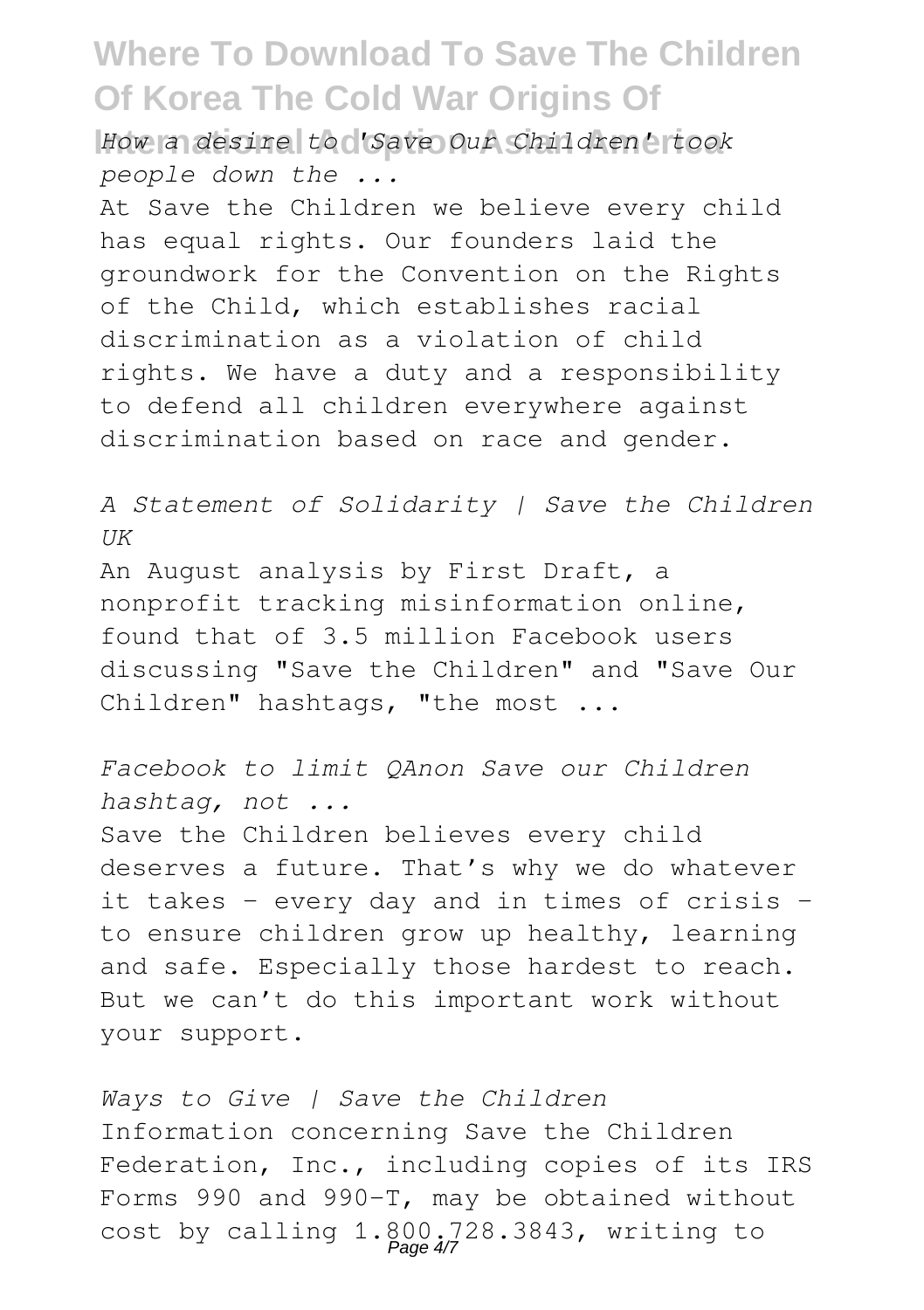*How a desire to 'Save Our Children' took people down the ...*

At Save the Children we believe every child has equal rights. Our founders laid the groundwork for the Convention on the Rights of the Child, which establishes racial discrimination as a violation of child rights. We have a duty and a responsibility to defend all children everywhere against discrimination based on race and gender.

*A Statement of Solidarity | Save the Children UK*

An August analysis by First Draft, a nonprofit tracking misinformation online, found that of 3.5 million Facebook users discussing "Save the Children" and "Save Our Children" hashtags, "the most ...

*Facebook to limit QAnon Save our Children hashtag, not ...*

Save the Children believes every child deserves a future. That's why we do whatever it takes – every day and in times of crisis – to ensure children grow up healthy, learning and safe. Especially those hardest to reach. But we can't do this important work without your support.

*Ways to Give | Save the Children*

Information concerning Save the Children Federation, Inc., including copies of its IRS Forms 990 and 990-T, may be obtained without cost by calling 1.800.728.3843, writing to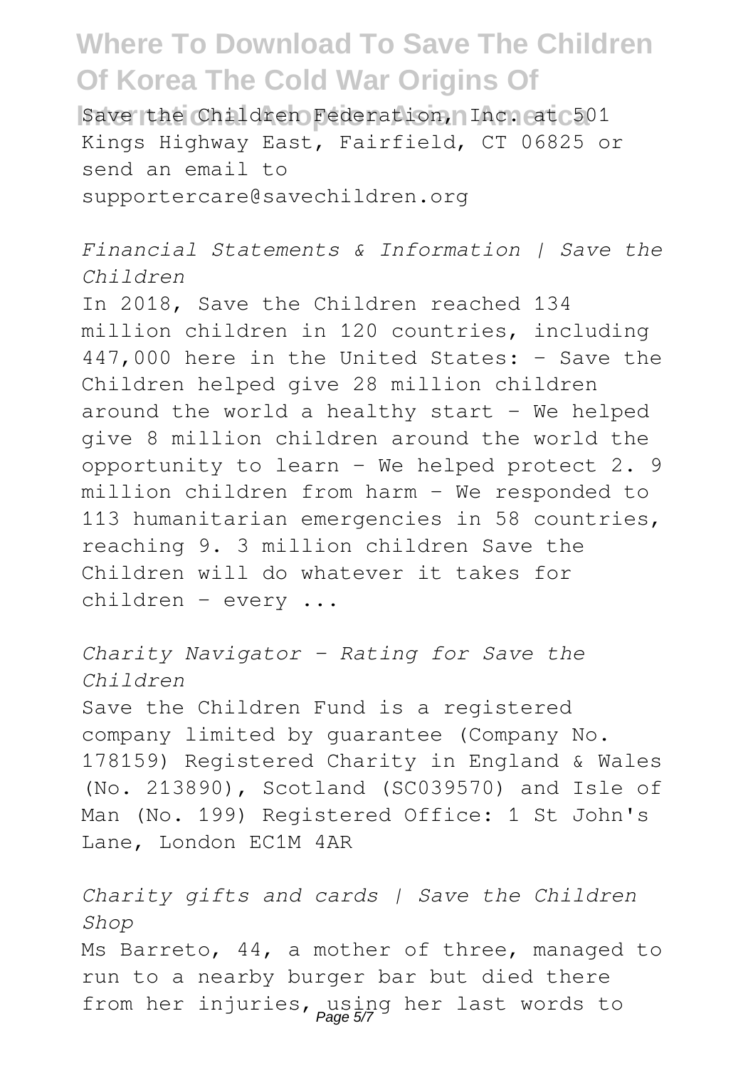Save the Children Federation, Inc. at 501 Kings Highway East, Fairfield, CT 06825 or send an email to supportercare@savechildren.org

*Financial Statements & Information | Save the Children*

In 2018, Save the Children reached 134 million children in 120 countries, including 447,000 here in the United States: - Save the Children helped give 28 million children around the world a healthy start - We helped give 8 million children around the world the opportunity to learn - We helped protect 2. 9 million children from harm - We responded to 113 humanitarian emergencies in 58 countries, reaching 9. 3 million children Save the Children will do whatever it takes for children – every ...

*Charity Navigator - Rating for Save the Children*

Save the Children Fund is a registered company limited by guarantee (Company No. 178159) Registered Charity in England & Wales (No. 213890), Scotland (SC039570) and Isle of Man (No. 199) Registered Office: 1 St John's Lane, London EC1M 4AR

*Charity gifts and cards | Save the Children Shop*

Ms Barreto, 44, a mother of three, managed to run to a nearby burger bar but died there from her injuries, using her last words to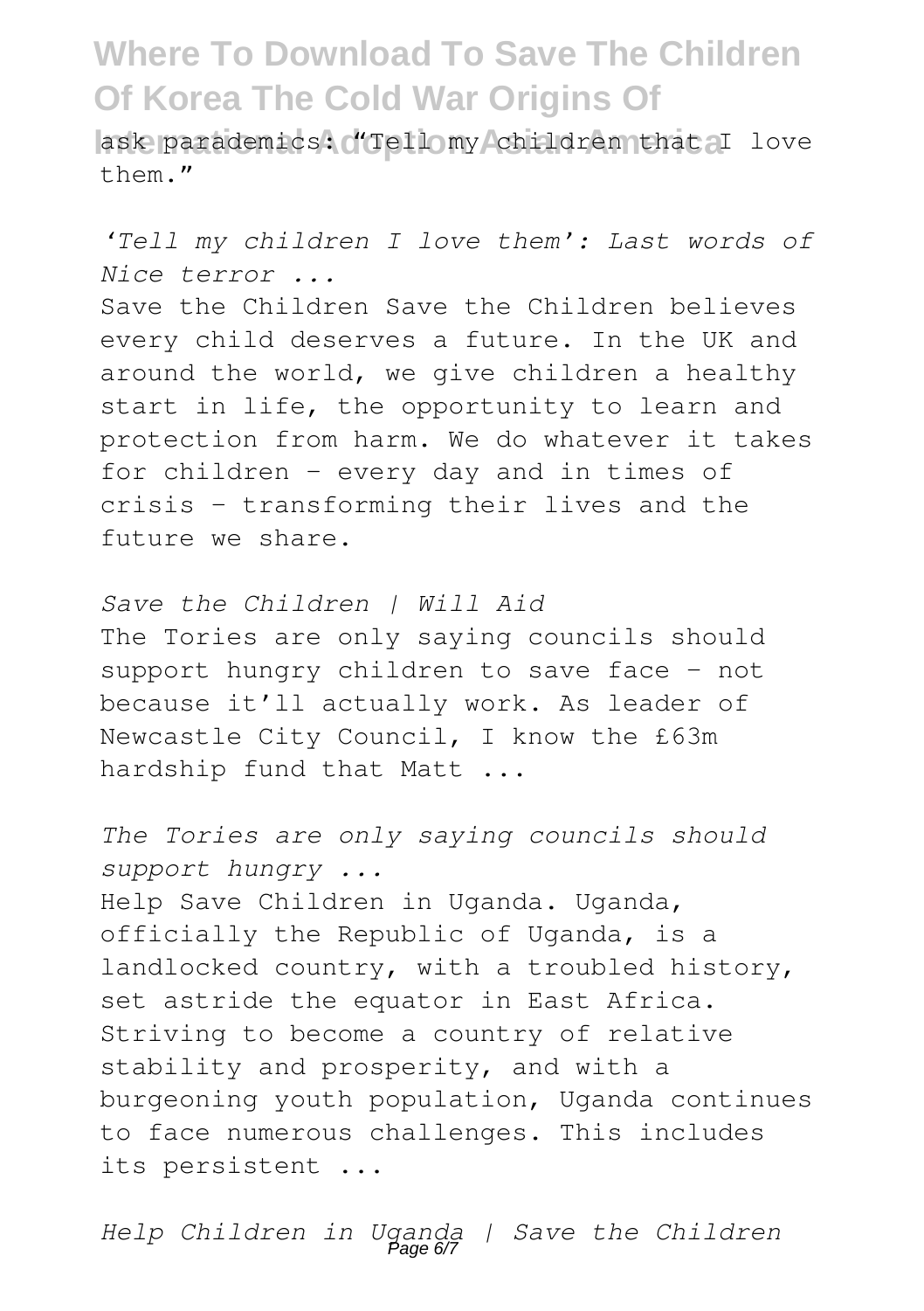ask parademics: "Tell my children that I love them."

*'Tell my children I love them': Last words of Nice terror ...*

Save the Children Save the Children believes every child deserves a future. In the UK and around the world, we give children a healthy start in life, the opportunity to learn and protection from harm. We do whatever it takes for children – every day and in times of crisis – transforming their lives and the future we share.

*Save the Children | Will Aid*

The Tories are only saying councils should support hungry children to save face – not because it'll actually work. As leader of Newcastle City Council, I know the £63m hardship fund that Matt ...

*The Tories are only saying councils should support hungry ...*

Help Save Children in Uganda. Uganda, officially the Republic of Uganda, is a landlocked country, with a troubled history, set astride the equator in East Africa. Striving to become a country of relative stability and prosperity, and with a burgeoning youth population, Uganda continues to face numerous challenges. This includes its persistent ...

*Help Children in Uganda | Save the Children*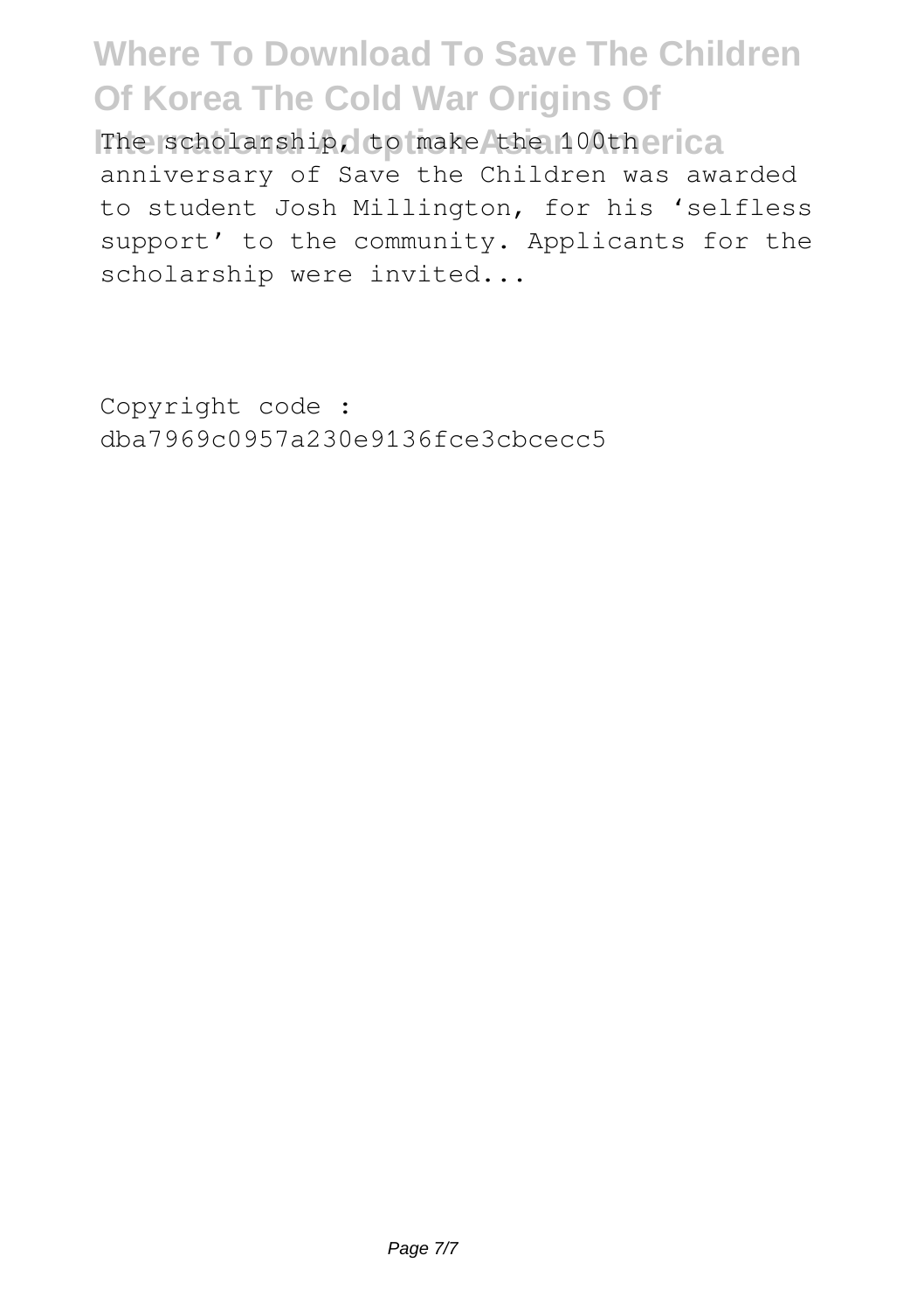The scholarship, to make the 100th anniversary of Save the Children was awarded to student Josh Millington, for his 'selfless support' to the community. Applicants for the scholarship were invited...

Copyright code : dba7969c0957a230e9136fce3cbcecc5